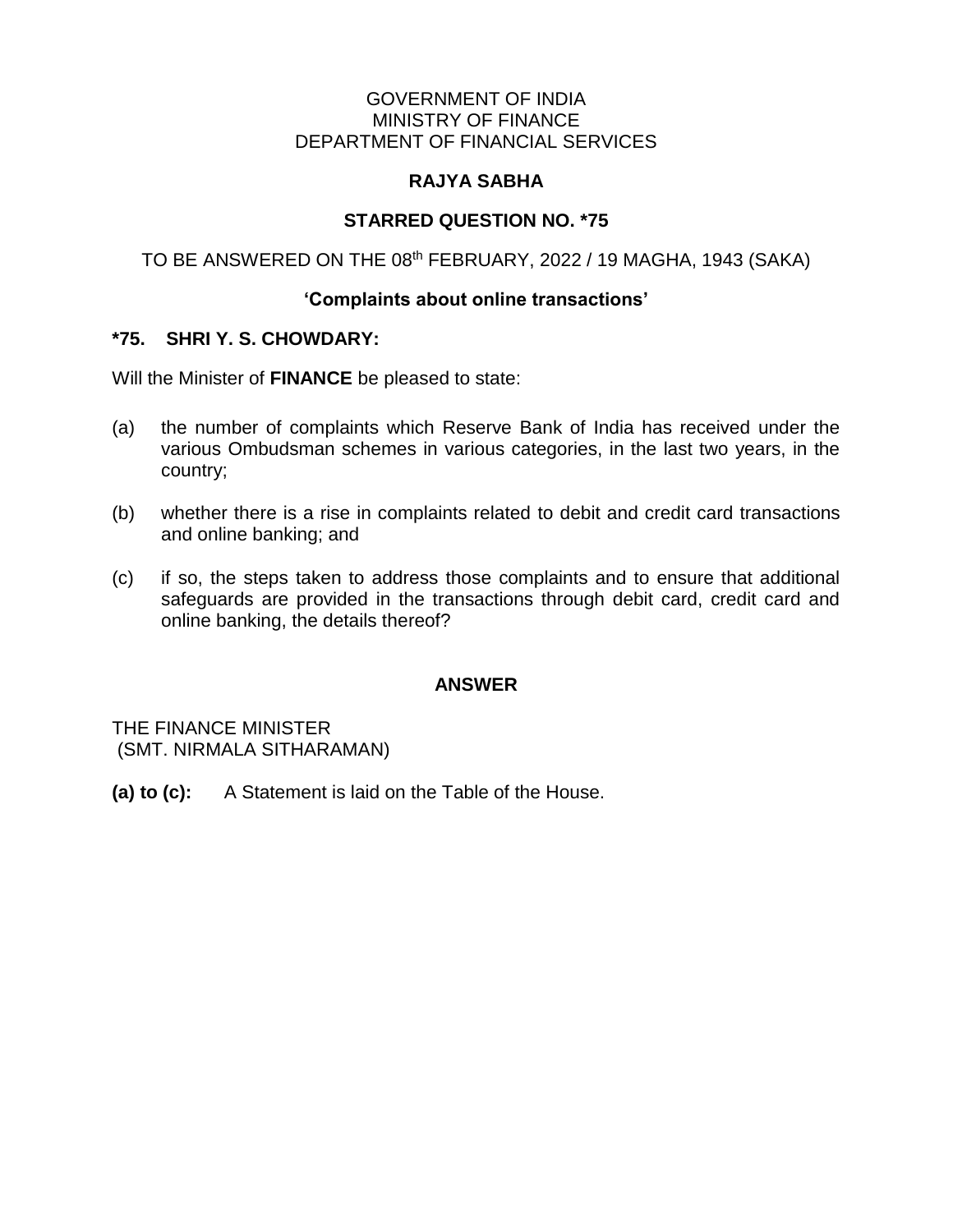GOVERNMENT OF INDIA
MINISTRY OF FINANCE
DEPARTMENT OF FINANCIAL SERVICES

**RAJYA SABHA**

**STARRED QUESTION NO. *75**

TO BE ANSWERED ON THE 08th FEBRUARY, 2022 / 19 MAGHA, 1943 (SAKA)

**'Complaints about online transactions'**

**\*75. SHRI Y. S. CHOWDARY:**

Will the Minister of **FINANCE** be pleased to state:

(a) the number of complaints which Reserve Bank of India has received under the various Ombudsman schemes in various categories, in the last two years, in the country;

(b) whether there is a rise in complaints related to debit and credit card transactions and online banking; and

(c) if so, the steps taken to address those complaints and to ensure that additional safeguards are provided in the transactions through debit card, credit card and online banking, the details thereof?

**ANSWER**

THE FINANCE MINISTER
(SMT. NIRMALA SITHARAMAN)

**(a) to (c):** A Statement is laid on the Table of the House.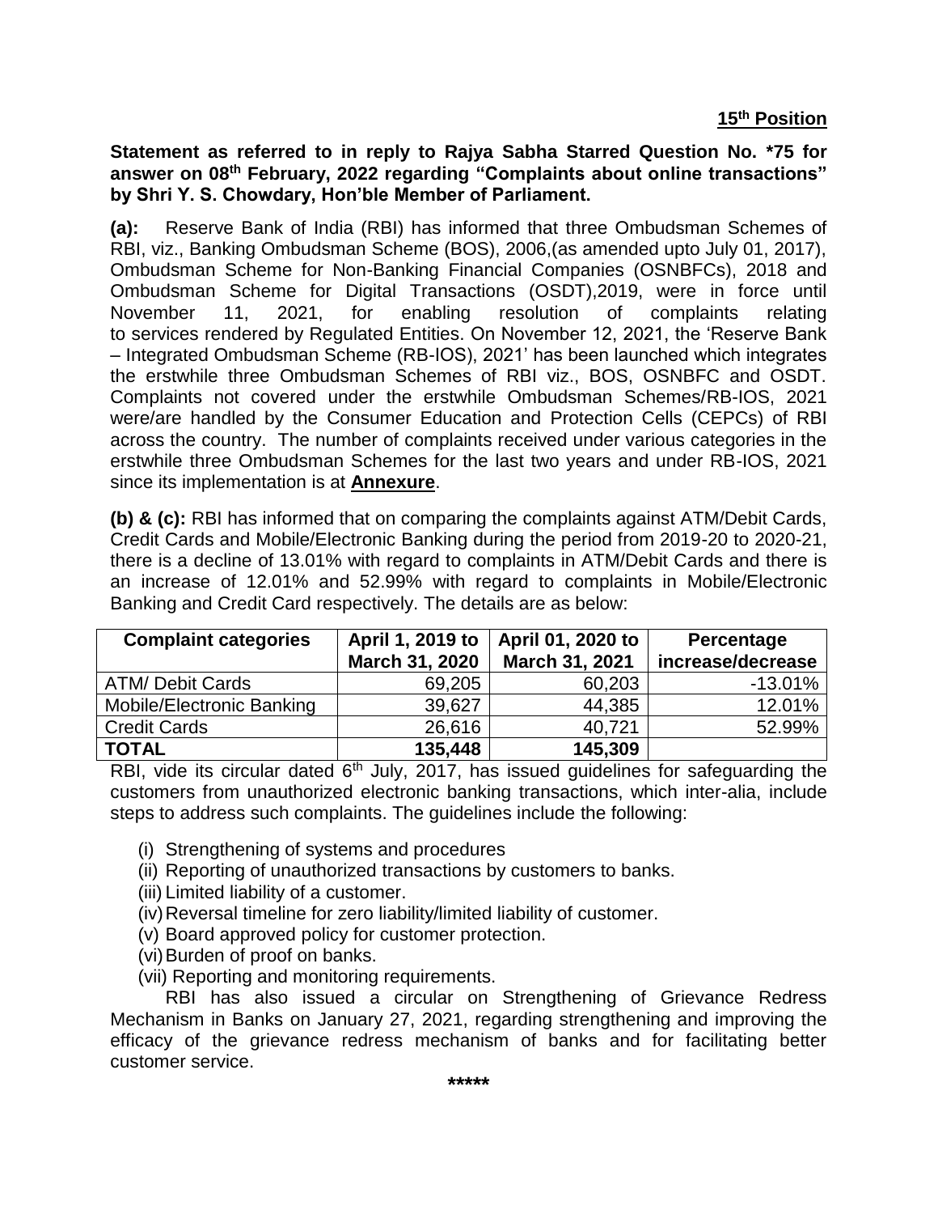**15th Position**

**Statement as referred to in reply to Rajya Sabha Starred Question No. *75 for answer on 08th February, 2022 regarding "Complaints about online transactions" by Shri Y. S. Chowdary, Hon'ble Member of Parliament.**

**(a):** Reserve Bank of India (RBI) has informed that three Ombudsman Schemes of RBI, viz., Banking Ombudsman Scheme (BOS), 2006,(as amended upto July 01, 2017), Ombudsman Scheme for Non-Banking Financial Companies (OSNBFCs), 2018 and Ombudsman Scheme for Digital Transactions (OSDT),2019, were in force until November 11, 2021, for enabling resolution of complaints relating to services rendered by Regulated Entities. On November 12, 2021, the 'Reserve Bank – Integrated Ombudsman Scheme (RB-IOS), 2021' has been launched which integrates the erstwhile three Ombudsman Schemes of RBI viz., BOS, OSNBFC and OSDT. Complaints not covered under the erstwhile Ombudsman Schemes/RB-IOS, 2021 were/are handled by the Consumer Education and Protection Cells (CEPCs) of RBI across the country. The number of complaints received under various categories in the erstwhile three Ombudsman Schemes for the last two years and under RB-IOS, 2021 since its implementation is at **Annexure**.

**(b) & (c):** RBI has informed that on comparing the complaints against ATM/Debit Cards, Credit Cards and Mobile/Electronic Banking during the period from 2019-20 to 2020-21, there is a decline of 13.01% with regard to complaints in ATM/Debit Cards and there is an increase of 12.01% and 52.99% with regard to complaints in Mobile/Electronic Banking and Credit Card respectively. The details are as below:

| Complaint categories | April 1, 2019 to March 31, 2020 | April 01, 2020 to March 31, 2021 | Percentage increase/decrease |
|---|---|---|---|
| ATM/ Debit Cards | 69,205 | 60,203 | -13.01% |
| Mobile/Electronic Banking | 39,627 | 44,385 | 12.01% |
| Credit Cards | 26,616 | 40,721 | 52.99% |
| **TOTAL** | **135,448** | **145,309** | |

RBI, vide its circular dated 6th July, 2017, has issued guidelines for safeguarding the customers from unauthorized electronic banking transactions, which inter-alia, include steps to address such complaints. The guidelines include the following:

(i) Strengthening of systems and procedures
(ii) Reporting of unauthorized transactions by customers to banks.
(iii) Limited liability of a customer.
(iv) Reversal timeline for zero liability/limited liability of customer.
(v) Board approved policy for customer protection.
(vi) Burden of proof on banks.
(vii) Reporting and monitoring requirements.

RBI has also issued a circular on Strengthening of Grievance Redress Mechanism in Banks on January 27, 2021, regarding strengthening and improving the efficacy of the grievance redress mechanism of banks and for facilitating better customer service.

*****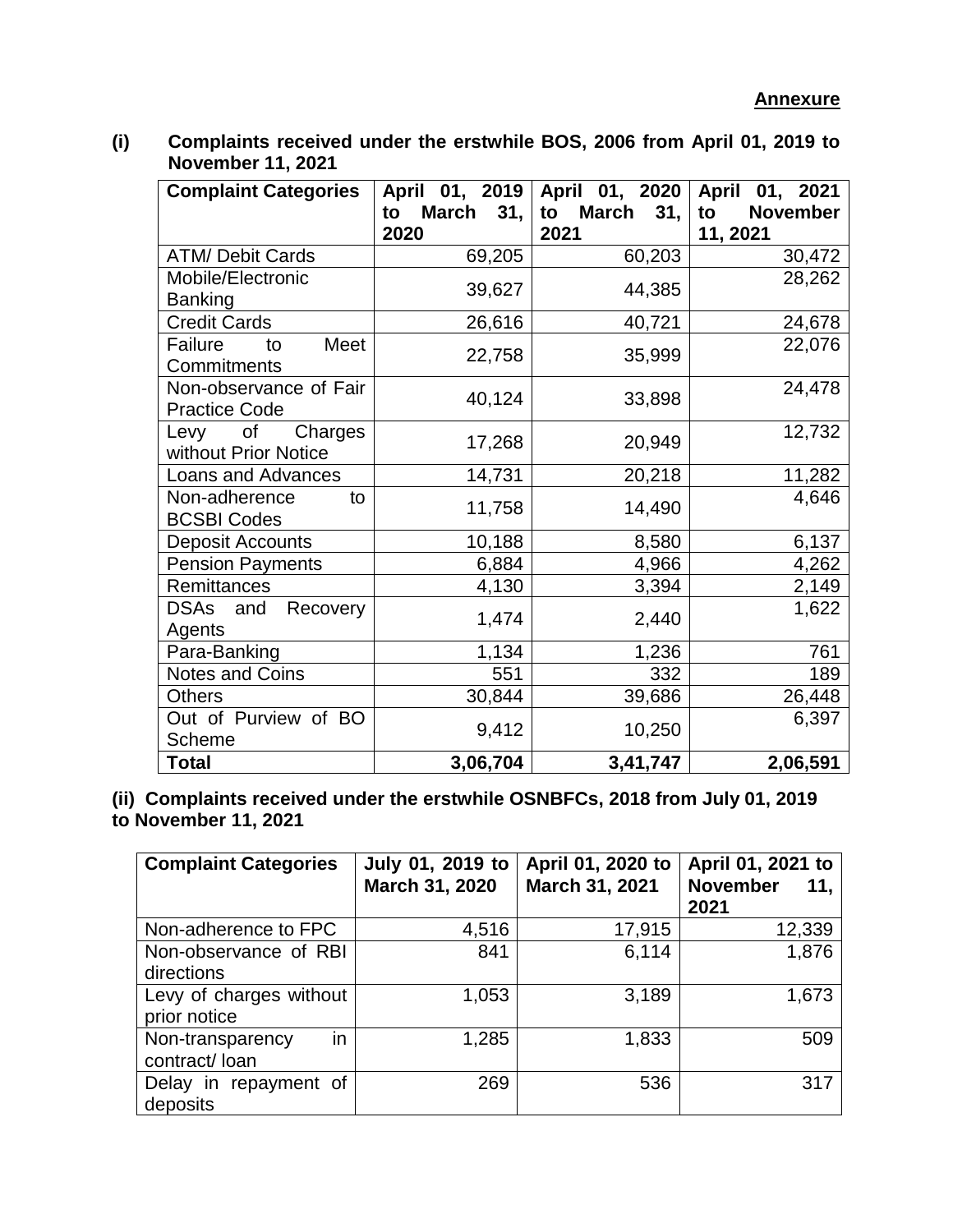**Annexure**

**(i) Complaints received under the erstwhile BOS, 2006 from April 01, 2019 to November 11, 2021**

| Complaint Categories | April 01, 2019 to March 31, 2020 | April 01, 2020 to March 31, 2021 | April 01, 2021 to November 11, 2021 |
|---|---|---|---|
| ATM/ Debit Cards | 69,205 | 60,203 | 30,472 |
| Mobile/Electronic Banking | 39,627 | 44,385 | 28,262 |
| Credit Cards | 26,616 | 40,721 | 24,678 |
| Failure to Meet Commitments | 22,758 | 35,999 | 22,076 |
| Non-observance of Fair Practice Code | 40,124 | 33,898 | 24,478 |
| Levy of Charges without Prior Notice | 17,268 | 20,949 | 12,732 |
| Loans and Advances | 14,731 | 20,218 | 11,282 |
| Non-adherence to BCSBI Codes | 11,758 | 14,490 | 4,646 |
| Deposit Accounts | 10,188 | 8,580 | 6,137 |
| Pension Payments | 6,884 | 4,966 | 4,262 |
| Remittances | 4,130 | 3,394 | 2,149 |
| DSAs and Recovery Agents | 1,474 | 2,440 | 1,622 |
| Para-Banking | 1,134 | 1,236 | 761 |
| Notes and Coins | 551 | 332 | 189 |
| Others | 30,844 | 39,686 | 26,448 |
| Out of Purview of BO Scheme | 9,412 | 10,250 | 6,397 |
| **Total** | **3,06,704** | **3,41,747** | **2,06,591** |

**(ii) Complaints received under the erstwhile OSNBFCs, 2018 from July 01, 2019 to November 11, 2021**

| Complaint Categories | July 01, 2019 to March 31, 2020 | April 01, 2020 to March 31, 2021 | April 01, 2021 to November 11, 2021 |
|---|---|---|---|
| Non-adherence to FPC | 4,516 | 17,915 | 12,339 |
| Non-observance of RBI directions | 841 | 6,114 | 1,876 |
| Levy of charges without prior notice | 1,053 | 3,189 | 1,673 |
| Non-transparency in contract/ loan | 1,285 | 1,833 | 509 |
| Delay in repayment of deposits | 269 | 536 | 317 |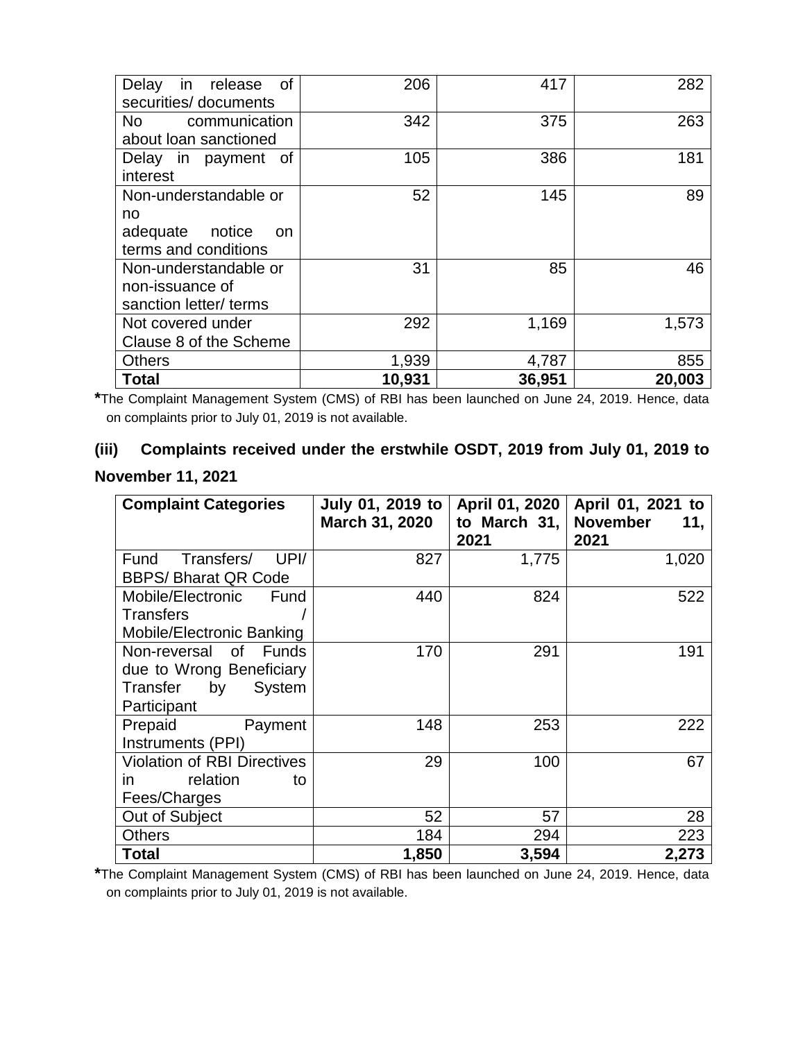| | | | |
|---|---|---|---|
| Delay in release of securities/ documents | 206 | 417 | 282 |
| No communication about loan sanctioned | 342 | 375 | 263 |
| Delay in payment of interest | 105 | 386 | 181 |
| Non-understandable or no adequate notice on terms and conditions | 52 | 145 | 89 |
| Non-understandable or non-issuance of sanction letter/ terms | 31 | 85 | 46 |
| Not covered under Clause 8 of the Scheme | 292 | 1,169 | 1,573 |
| Others | 1,939 | 4,787 | 855 |
| **Total** | **10,931** | **36,951** | **20,003** |

***The Complaint Management System (CMS) of RBI has been launched on June 24, 2019. Hence, data on complaints prior to July 01, 2019 is not available.

**(iii) Complaints received under the erstwhile OSDT, 2019 from July 01, 2019 to November 11, 2021**

| **Complaint Categories** | **July 01, 2019 to March 31, 2020** | **April 01, 2020 to March 31, 2021** | **April 01, 2021 to November 11, 2021** |
|---|---|---|---|
| Fund Transfers/ UPI/ BBPS/ Bharat QR Code | 827 | 1,775 | 1,020 |
| Mobile/Electronic Fund Transfers / Mobile/Electronic Banking | 440 | 824 | 522 |
| Non-reversal of Funds due to Wrong Beneficiary Transfer by System Participant | 170 | 291 | 191 |
| Prepaid Payment Instruments (PPI) | 148 | 253 | 222 |
| Violation of RBI Directives in relation to Fees/Charges | 29 | 100 | 67 |
| Out of Subject | 52 | 57 | 28 |
| Others | 184 | 294 | 223 |
| **Total** | **1,850** | **3,594** | **2,273** |

***The Complaint Management System (CMS) of RBI has been launched on June 24, 2019. Hence, data on complaints prior to July 01, 2019 is not available.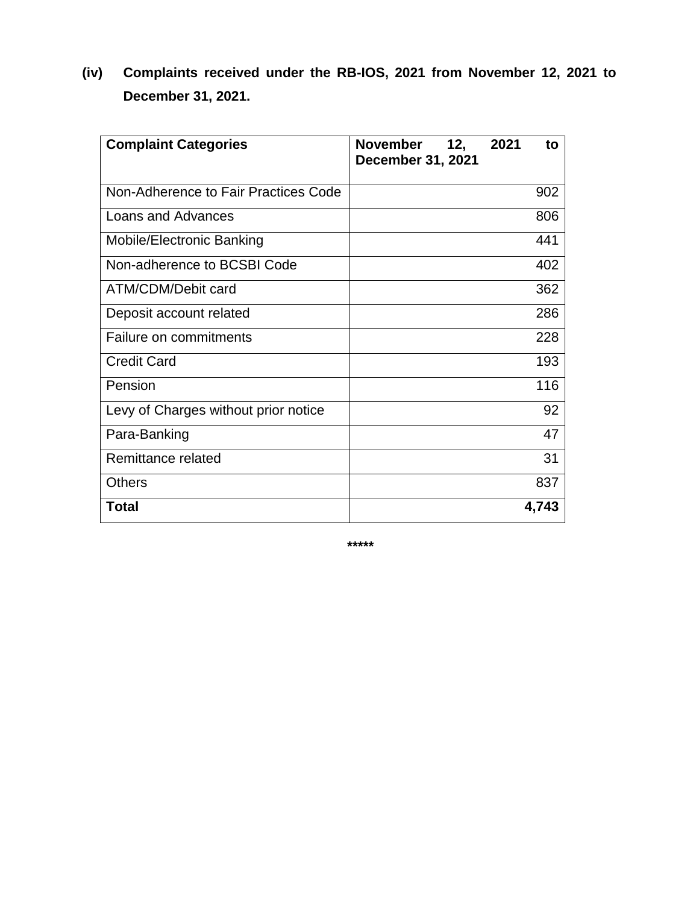**(iv) Complaints received under the RB-IOS, 2021 from November 12, 2021 to December 31, 2021.**

| **Complaint Categories** | **November 12, 2021 to December 31, 2021** |
|---|---:|
| Non-Adherence to Fair Practices Code | 902 |
| Loans and Advances | 806 |
| Mobile/Electronic Banking | 441 |
| Non-adherence to BCSBI Code | 402 |
| ATM/CDM/Debit card | 362 |
| Deposit account related | 286 |
| Failure on commitments | 228 |
| Credit Card | 193 |
| Pension | 116 |
| Levy of Charges without prior notice | 92 |
| Para-Banking | 47 |
| Remittance related | 31 |
| Others | 837 |
| **Total** | **4,743** |

*****